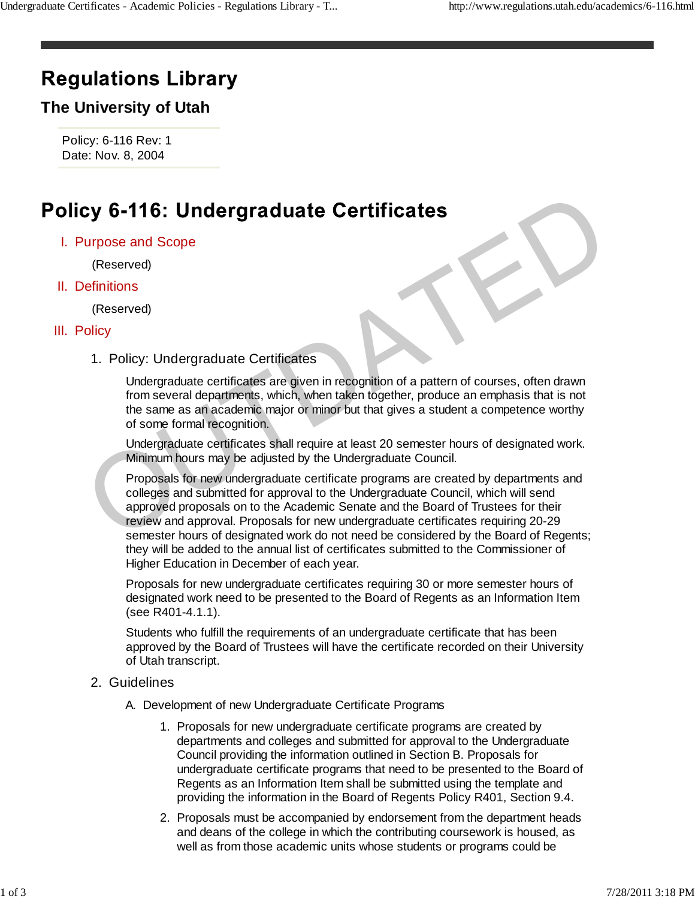# Regulations Library

## The University of Utah

Policy: 6-116 Rev: 1
Date: Nov. 8, 2004

# Policy 6-116: Undergraduate Certificates

I. Purpose and Scope

(Reserved)

II. Definitions

(Reserved)

III. Policy

1. Policy: Undergraduate Certificates

   Undergraduate certificates are given in recognition of a pattern of courses, often drawn from several departments, which, when taken together, produce an emphasis that is not the same as an academic major or minor but that gives a student a competence worthy of some formal recognition.

   Undergraduate certificates shall require at least 20 semester hours of designated work. Minimum hours may be adjusted by the Undergraduate Council.

   Proposals for new undergraduate certificate programs are created by departments and colleges and submitted for approval to the Undergraduate Council, which will send approved proposals on to the Academic Senate and the Board of Trustees for their review and approval. Proposals for new undergraduate certificates requiring 20-29 semester hours of designated work do not need be considered by the Board of Regents; they will be added to the annual list of certificates submitted to the Commissioner of Higher Education in December of each year.

   Proposals for new undergraduate certificates requiring 30 or more semester hours of designated work need to be presented to the Board of Regents as an Information Item (see R401-4.1.1).

   Students who fulfill the requirements of an undergraduate certificate that has been approved by the Board of Trustees will have the certificate recorded on their University of Utah transcript.

2. Guidelines

   A. Development of new Undergraduate Certificate Programs

      1. Proposals for new undergraduate certificate programs are created by departments and colleges and submitted for approval to the Undergraduate Council providing the information outlined in Section B. Proposals for undergraduate certificate programs that need to be presented to the Board of Regents as an Information Item shall be submitted using the template and providing the information in the Board of Regents Policy R401, Section 9.4.

      2. Proposals must be accompanied by endorsement from the department heads and deans of the college in which the contributing coursework is housed, as well as from those academic units whose students or programs could be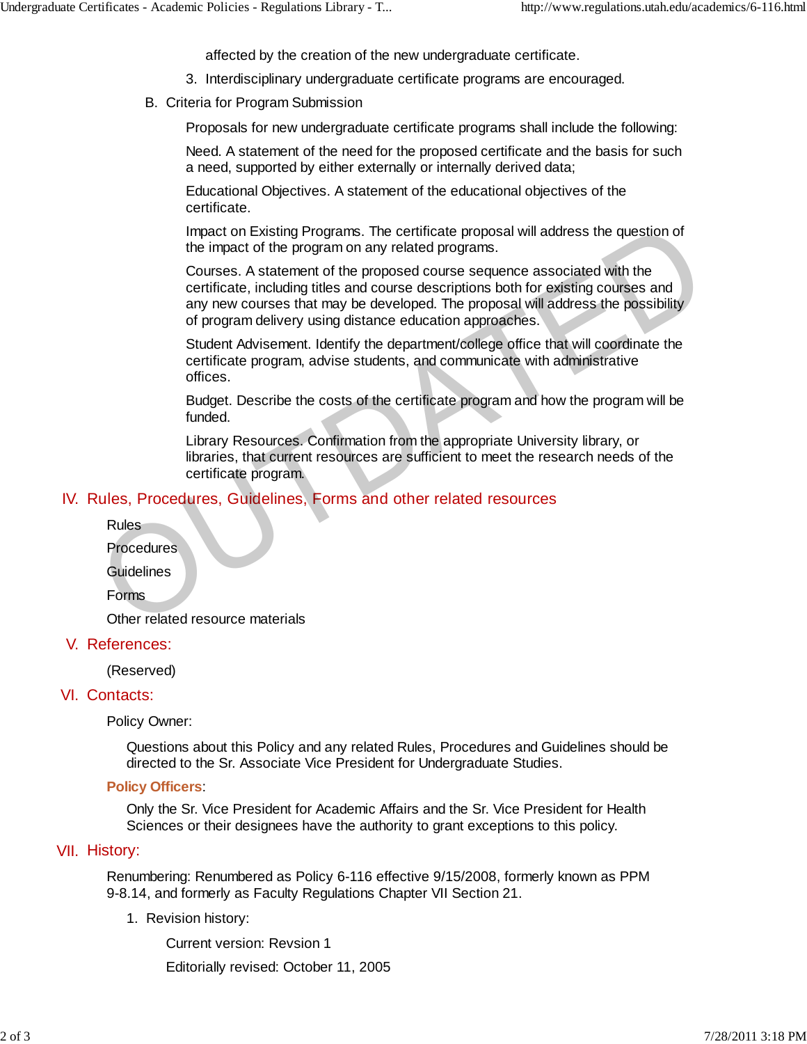affected by the creation of the new undergraduate certificate.

3. Interdisciplinary undergraduate certificate programs are encouraged.

B. Criteria for Program Submission

Proposals for new undergraduate certificate programs shall include the following:

Need. A statement of the need for the proposed certificate and the basis for such a need, supported by either externally or internally derived data;

Educational Objectives. A statement of the educational objectives of the certificate.

Impact on Existing Programs. The certificate proposal will address the question of the impact of the program on any related programs.

Courses. A statement of the proposed course sequence associated with the certificate, including titles and course descriptions both for existing courses and any new courses that may be developed. The proposal will address the possibility of program delivery using distance education approaches.

Student Advisement. Identify the department/college office that will coordinate the certificate program, advise students, and communicate with administrative offices.

Budget. Describe the costs of the certificate program and how the program will be funded.

Library Resources. Confirmation from the appropriate University library, or libraries, that current resources are sufficient to meet the research needs of the certificate program.

## IV. Rules, Procedures, Guidelines, Forms and other related resources

Rules

Procedures

Guidelines

Forms

Other related resource materials

## V. References:

(Reserved)

## VI. Contacts:

Policy Owner:

Questions about this Policy and any related Rules, Procedures and Guidelines should be directed to the Sr. Associate Vice President for Undergraduate Studies.

**Policy Officers**:

Only the Sr. Vice President for Academic Affairs and the Sr. Vice President for Health Sciences or their designees have the authority to grant exceptions to this policy.

## VII. History:

Renumbering: Renumbered as Policy 6-116 effective 9/15/2008, formerly known as PPM 9-8.14, and formerly as Faculty Regulations Chapter VII Section 21.

1. Revision history:

   Current version: Revsion 1

   Editorially revised: October 11, 2005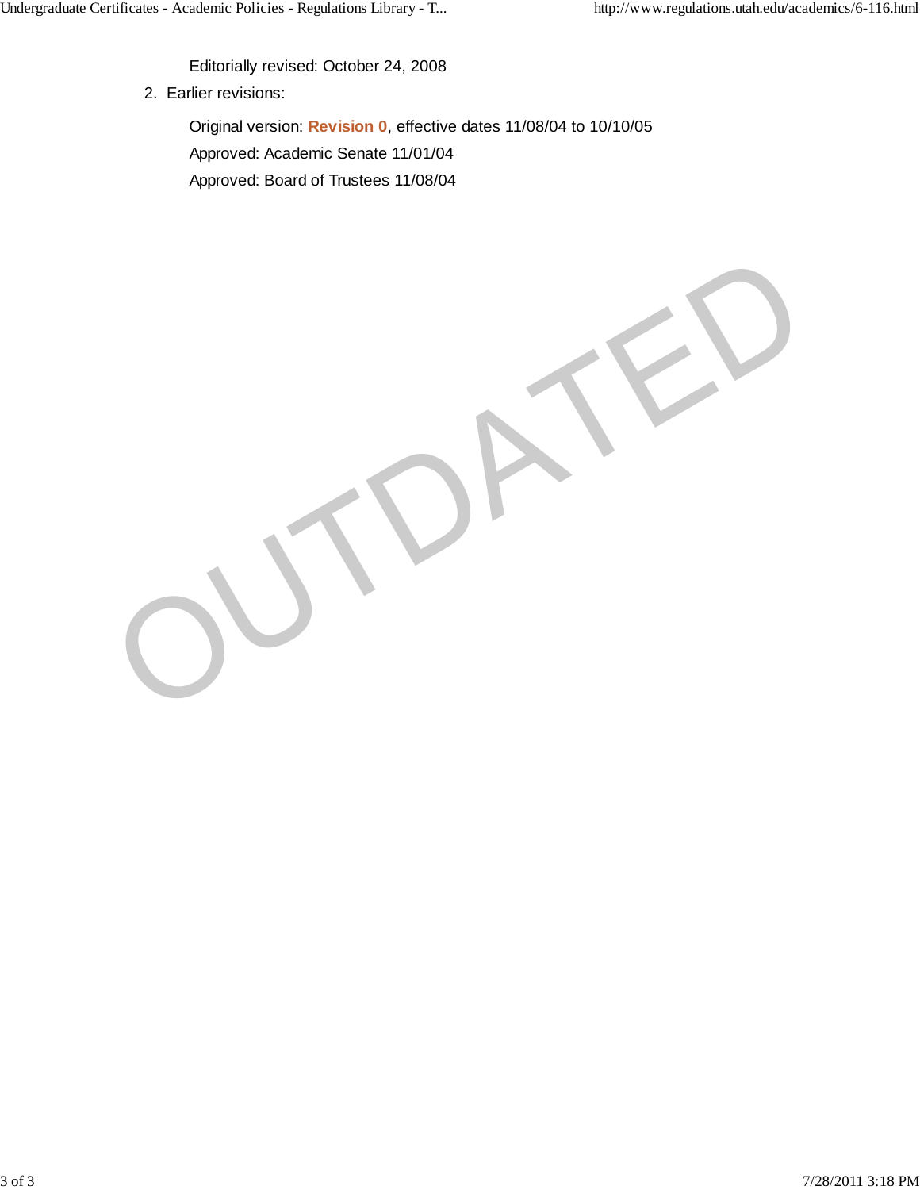Editorially revised: October 24, 2008

2. Earlier revisions:

   Original version: **Revision 0**, effective dates 11/08/04 to 10/10/05

   Approved: Academic Senate 11/01/04

   Approved: Board of Trustees 11/08/04

OUTDATED